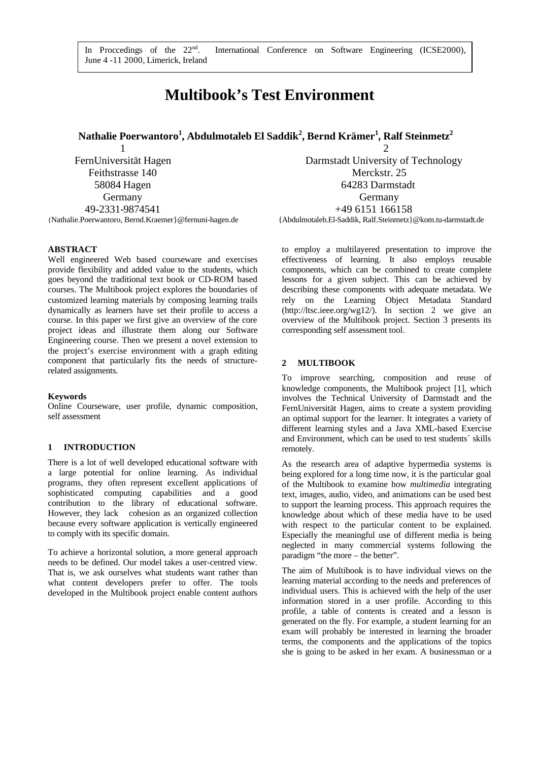In Proccedings of the 22nd. International Conference on Software Engineering (ICSE2000), June 4 -11 2000, Limerick, Ireland

# Multibook's Test Environment

**Nathalie Poerwantoro[1], Abdulmotaleb El Saddik[2], Bernd Krämer[1], Ralf Steinmetz[2]**

1
FernUniversität Hagen
Feithstrasse 140
58084 Hagen
Germany
49-2331-9874541
{Nathalie.Poerwantoro, Bernd.Kraemer}@fernuni-hagen.de

2
Darmstadt University of Technology
Merckstr. 25
64283 Darmstadt
Germany
+49 6151 166158
{Abdulmotaleb.El-Saddik, Ralf.Steinmetz}@kom.tu-darmstadt.de

**ABSTRACT**

Well engineered Web based courseware and exercises provide flexibility and added value to the students, which goes beyond the traditional text book or CD-ROM based courses. The Multibook project explores the boundaries of customized learning materials by composing learning trails dynamically as learners have set their profile to access a course. In this paper we first give an overview of the core project ideas and illustrate them along our Software Engineering course. Then we present a novel extension to the project's exercise environment with a graph editing component that particularly fits the needs of structure-related assignments.

**Keywords**

Online Courseware, user profile, dynamic composition, self assessment

## 1 INTRODUCTION

There is a lot of well developed educational software with a large potential for online learning. As individual programs, they often represent excellent applications of sophisticated computing capabilities and a good contribution to the library of educational software. However, they lack cohesion as an organized collection because every software application is vertically engineered to comply with its specific domain.

To achieve a horizontal solution, a more general approach needs to be defined. Our model takes a user-centred view. That is, we ask ourselves what students want rather than what content developers prefer to offer. The tools developed in the Multibook project enable content authors to employ a multilayered presentation to improve the effectiveness of learning. It also employs reusable components, which can be combined to create complete lessons for a given subject. This can be achieved by describing these components with adequate metadata. We rely on the Learning Object Metadata Standard (http://ltsc.ieee.org/wg12/). In section 2 we give an overview of the Multibook project. Section 3 presents its corresponding self assessment tool.

## 2 MULTIBOOK

To improve searching, composition and reuse of knowledge components, the Multibook project [1], which involves the Technical University of Darmstadt and the FernUniversität Hagen, aims to create a system providing an optimal support for the learner. It integrates a variety of different learning styles and a Java XML-based Exercise and Environment, which can be used to test students´ skills remotely.

As the research area of adaptive hypermedia systems is being explored for a long time now, it is the particular goal of the Multibook to examine how *multimedia* integrating text, images, audio, video, and animations can be used best to support the learning process. This approach requires the knowledge about which of these media have to be used with respect to the particular content to be explained. Especially the meaningful use of different media is being neglected in many commercial systems following the paradigm "the more – the better".

The aim of Multibook is to have individual views on the learning material according to the needs and preferences of individual users. This is achieved with the help of the user information stored in a user profile. According to this profile, a table of contents is created and a lesson is generated on the fly. For example, a student learning for an exam will probably be interested in learning the broader terms, the components and the applications of the topics she is going to be asked in her exam. A businessman or a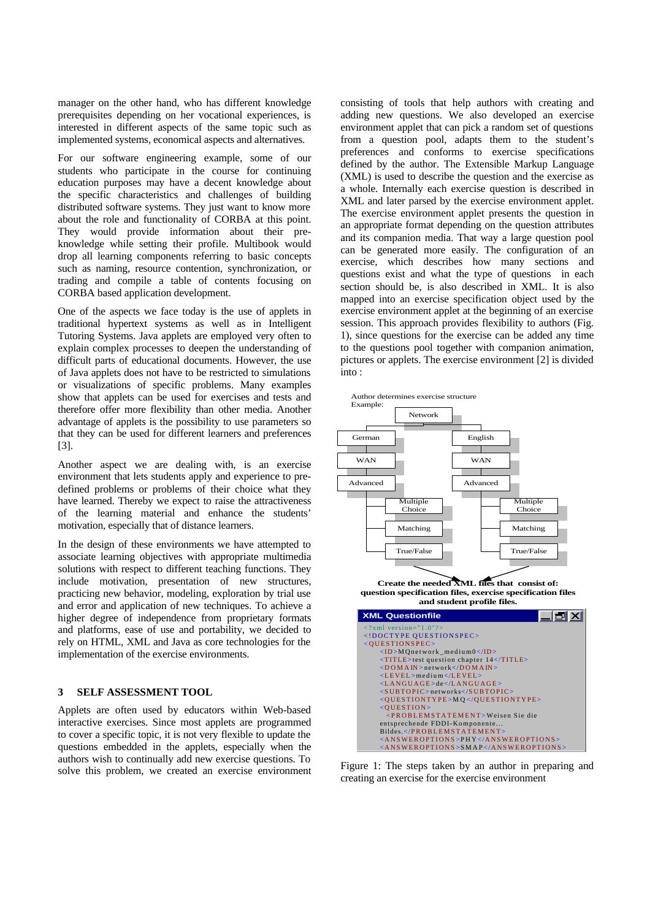manager on the other hand, who has different knowledge prerequisites depending on her vocational experiences, is interested in different aspects of the same topic such as implemented systems, economical aspects and alternatives.

For our software engineering example, some of our students who participate in the course for continuing education purposes may have a decent knowledge about the specific characteristics and challenges of building distributed software systems. They just want to know more about the role and functionality of CORBA at this point. They would provide information about their pre-knowledge while setting their profile. Multibook would drop all learning components referring to basic concepts such as naming, resource contention, synchronization, or trading and compile a table of contents focusing on CORBA based application development.

One of the aspects we face today is the use of applets in traditional hypertext systems as well as in Intelligent Tutoring Systems. Java applets are employed very often to explain complex processes to deepen the understanding of difficult parts of educational documents. However, the use of Java applets does not have to be restricted to simulations or visualizations of specific problems. Many examples show that applets can be used for exercises and tests and therefore offer more flexibility than other media. Another advantage of applets is the possibility to use parameters so that they can be used for different learners and preferences [3].

Another aspect we are dealing with, is an exercise environment that lets students apply and experience to pre-defined problems or problems of their choice what they have learned. Thereby we expect to raise the attractiveness of the learning material and enhance the students' motivation, especially that of distance learners.

In the design of these environments we have attempted to associate learning objectives with appropriate multimedia solutions with respect to different teaching functions. They include motivation, presentation of new structures, practicing new behavior, modeling, exploration by trial use and error and application of new techniques. To achieve a higher degree of independence from proprietary formats and platforms, ease of use and portability, we decided to rely on HTML, XML and Java as core technologies for the implementation of the exercise environments.

## 3 SELF ASSESSMENT TOOL

Applets are often used by educators within Web-based interactive exercises. Since most applets are programmed to cover a specific topic, it is not very flexible to update the questions embedded in the applets, especially when the authors wish to continually add new exercise questions. To solve this problem, we created an exercise environment consisting of tools that help authors with creating and adding new questions. We also developed an exercise environment applet that can pick a random set of questions from a question pool, adapts them to the student's preferences and conforms to exercise specifications defined by the author. The Extensible Markup Language (XML) is used to describe the question and the exercise as a whole. Internally each exercise question is described in XML and later parsed by the exercise environment applet. The exercise environment applet presents the question in an appropriate format depending on the question attributes and its companion media. That way a large question pool can be generated more easily. The configuration of an exercise, which describes how many sections and questions exist and what the type of questions in each section should be, is also described in XML. It is also mapped into an exercise specification object used by the exercise environment applet at the beginning of an exercise session. This approach provides flexibility to authors (Fig. 1), since questions for the exercise can be added any time to the questions pool together with companion animation, pictures or applets. The exercise environment [2] is divided into :

Author determines exercise structure
Example:

Network
- German
  - WAN
    - Advanced
      - Multiple Choice
      - Matching
      - True/False
- English
  - WAN
    - Advanced
      - Multiple Choice
      - Matching
      - True/False

**Create the needed XML files that consist of: question specification files, exercise specification files and student profile files.**

**XML Questionfile**

```
<?xml version="1.0"?>
<!DOCTYPE QUESTIONSPEC>
<QUESTIONSPEC>
    <ID>MQnetwork_medium0</ID>
    <TITLE>test question chapter 14</TITLE>
    <DOMAIN>network</DOMAIN>
    <LEVEL>medium</LEVEL>
    <LANGUAGE>de</LANGUAGE>
    <SUBTOPIC>networks</SUBTOPIC>
    <QUESTIONTYPE>MQ</QUESTIONTYPE>
    <QUESTION>
      <PROBLEMSTATEMENT>Weisen Sie die
    entsprechende FDDI-Komponente...
    Bildes.</PROBLEMSTATEMENT>
    <ANSWEROPTIONS>PHY</ANSWEROPTIONS>
    <ANSWEROPTIONS>SMAP</ANSWEROPTIONS>
```

Figure 1: The steps taken by an author in preparing and creating an exercise for the exercise environment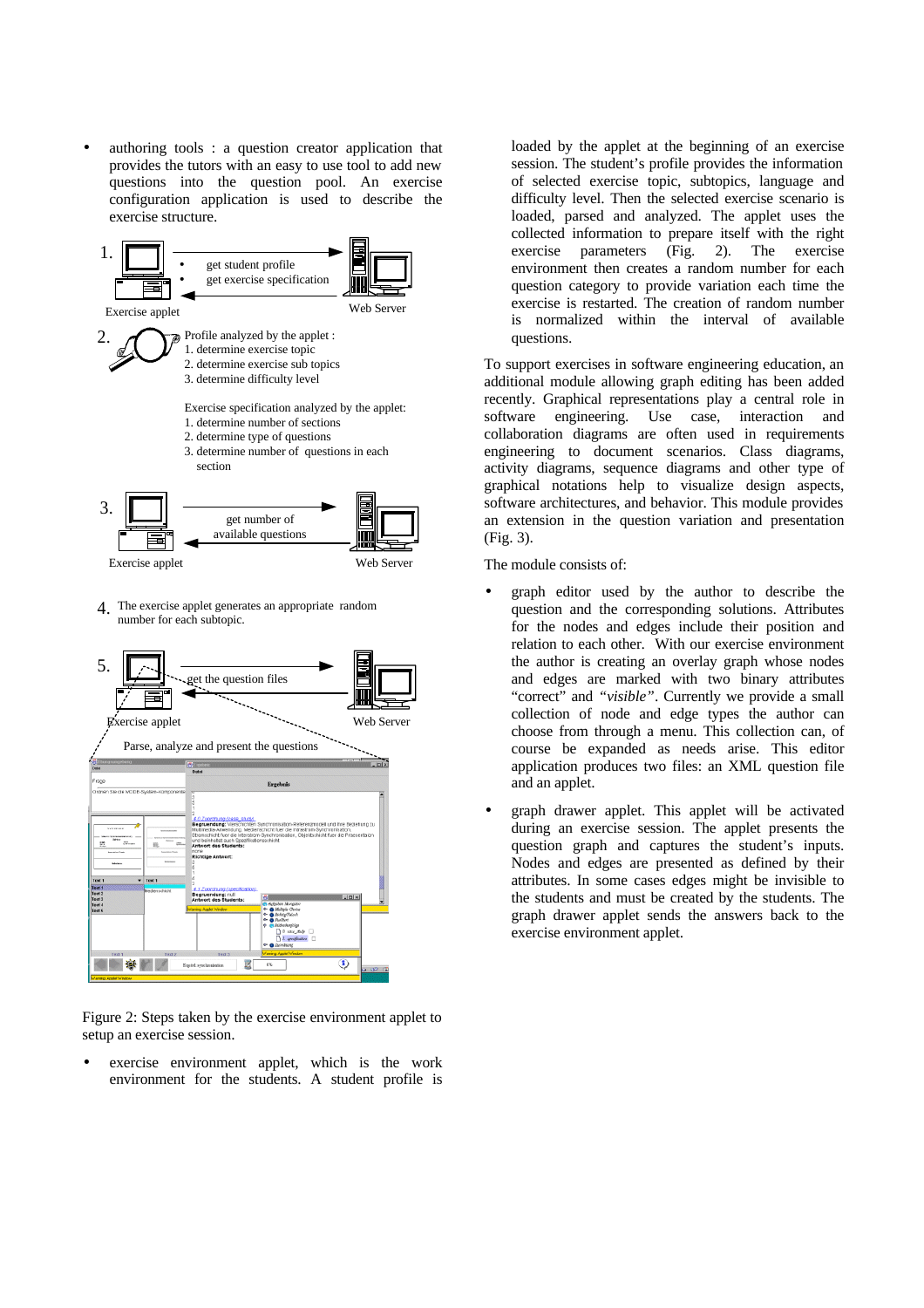- authoring tools : a question creator application that provides the tutors with an easy to use tool to add new questions into the question pool. An exercise configuration application is used to describe the exercise structure.

1. Exercise applet — get student profile; get exercise specification — Web Server

2. Profile analyzed by the applet :
   1. determine exercise topic
   2. determine exercise sub topics
   3. determine difficulty level

   Exercise specification analyzed by the applet:
   1. determine number of sections
   2. determine type of questions
   3. determine number of questions in each section

3. Exercise applet — get number of available questions — Web Server

4. The exercise applet generates an appropriate random number for each subtopic.

5. Exercise applet — get the question files — Web Server

   Parse, analyze and present the questions

Figure 2: Steps taken by the exercise environment applet to setup an exercise session.

- exercise environment applet, which is the work environment for the students. A student profile is loaded by the applet at the beginning of an exercise session. The student's profile provides the information of selected exercise topic, subtopics, language and difficulty level. Then the selected exercise scenario is loaded, parsed and analyzed. The applet uses the collected information to prepare itself with the right exercise parameters (Fig. 2). The exercise environment then creates a random number for each question category to provide variation each time the exercise is restarted. The creation of random number is normalized within the interval of available questions.

To support exercises in software engineering education, an additional module allowing graph editing has been added recently. Graphical representations play a central role in software engineering. Use case, interaction and collaboration diagrams are often used in requirements engineering to document scenarios. Class diagrams, activity diagrams, sequence diagrams and other type of graphical notations help to visualize design aspects, software architectures, and behavior. This module provides an extension in the question variation and presentation (Fig. 3).

The module consists of:

- graph editor used by the author to describe the question and the corresponding solutions. Attributes for the nodes and edges include their position and relation to each other. With our exercise environment the author is creating an overlay graph whose nodes and edges are marked with two binary attributes "correct" and *"visible"*. Currently we provide a small collection of node and edge types the author can choose from through a menu. This collection can, of course be expanded as needs arise. This editor application produces two files: an XML question file and an applet.
- graph drawer applet. This applet will be activated during an exercise session. The applet presents the question graph and captures the student's inputs. Nodes and edges are presented as defined by their attributes. In some cases edges might be invisible to the students and must be created by the students. The graph drawer applet sends the answers back to the exercise environment applet.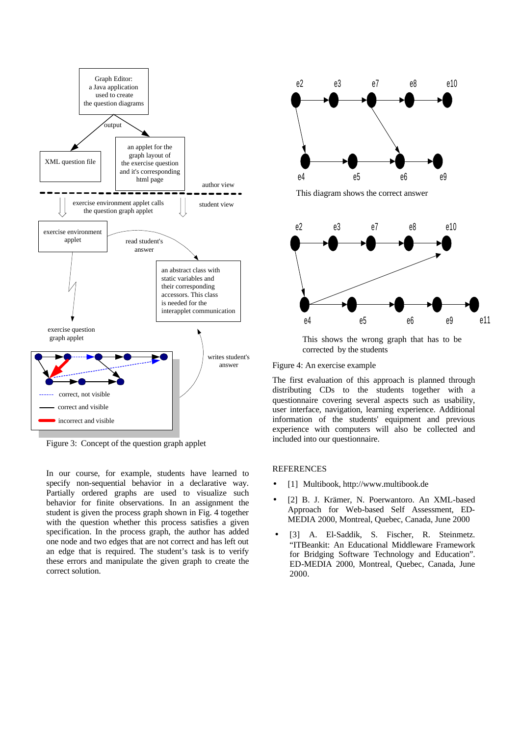Graph Editor: a Java application used to create the question diagrams

output

XML question file

an applet for the graph layout of the exercise question and it's corresponding html page

author view

exercise environment applet calls the question graph applet

student view

exercise environment applet

read student's answer

an abstract class with static variables and their corresponding accessors. This class is needed for the interapplet communication

exercise question graph applet

writes student's answer

correct, not visible

correct and visible

incorrect and visible

Figure 3: Concept of the question graph applet

In our course, for example, students have learned to specify non-sequential behavior in a declarative way. Partially ordered graphs are used to visualize such behavior for finite observations. In an assignment the student is given the process graph shown in Fig. 4 together with the question whether this process satisfies a given specification. In the process graph, the author has added one node and two edges that are not correct and has left out an edge that is required. The student's task is to verify these errors and manipulate the given graph to create the correct solution.

e2 e3 e7 e8 e10

e4 e5 e6 e9

This diagram shows the correct answer

e2 e3 e7 e8 e10

e4 e5 e6 e9 e11

This shows the wrong graph that has to be corrected by the students

Figure 4: An exercise example

The first evaluation of this approach is planned through distributing CDs to the students together with a questionnaire covering several aspects such as usability, user interface, navigation, learning experience. Additional information of the students' equipment and previous experience with computers will also be collected and included into our questionnaire.

## REFERENCES

- [1] Multibook, http://www.multibook.de
- [2] B. J. Krämer, N. Poerwantoro. An XML-based Approach for Web-based Self Assessment, ED-MEDIA 2000, Montreal, Quebec, Canada, June 2000
- [3] A. El-Saddik, S. Fischer, R. Steinmetz. "ITBeankit: An Educational Middleware Framework for Bridging Software Technology and Education". ED-MEDIA 2000, Montreal, Quebec, Canada, June 2000.